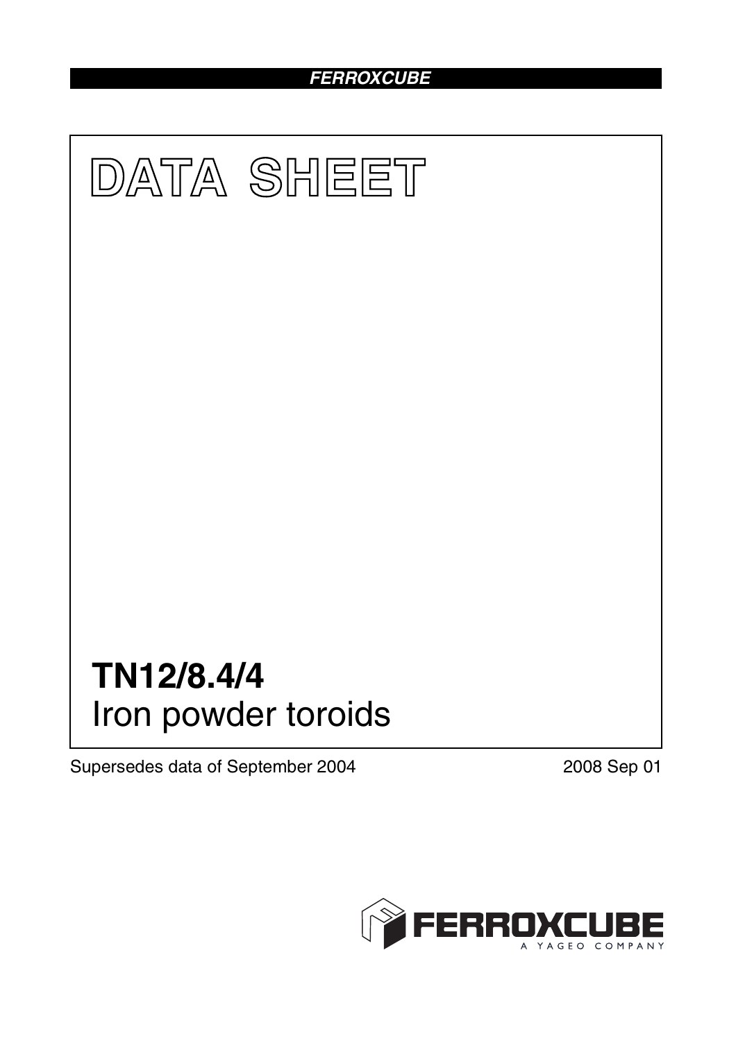FERROXCUBE

# DATA SHEET

# TN12/8.4/4

## Iron powder toroids

Supersedes data of September 2004

2008 Sep 01

FERROXCUBE
A YAGEO COMPANY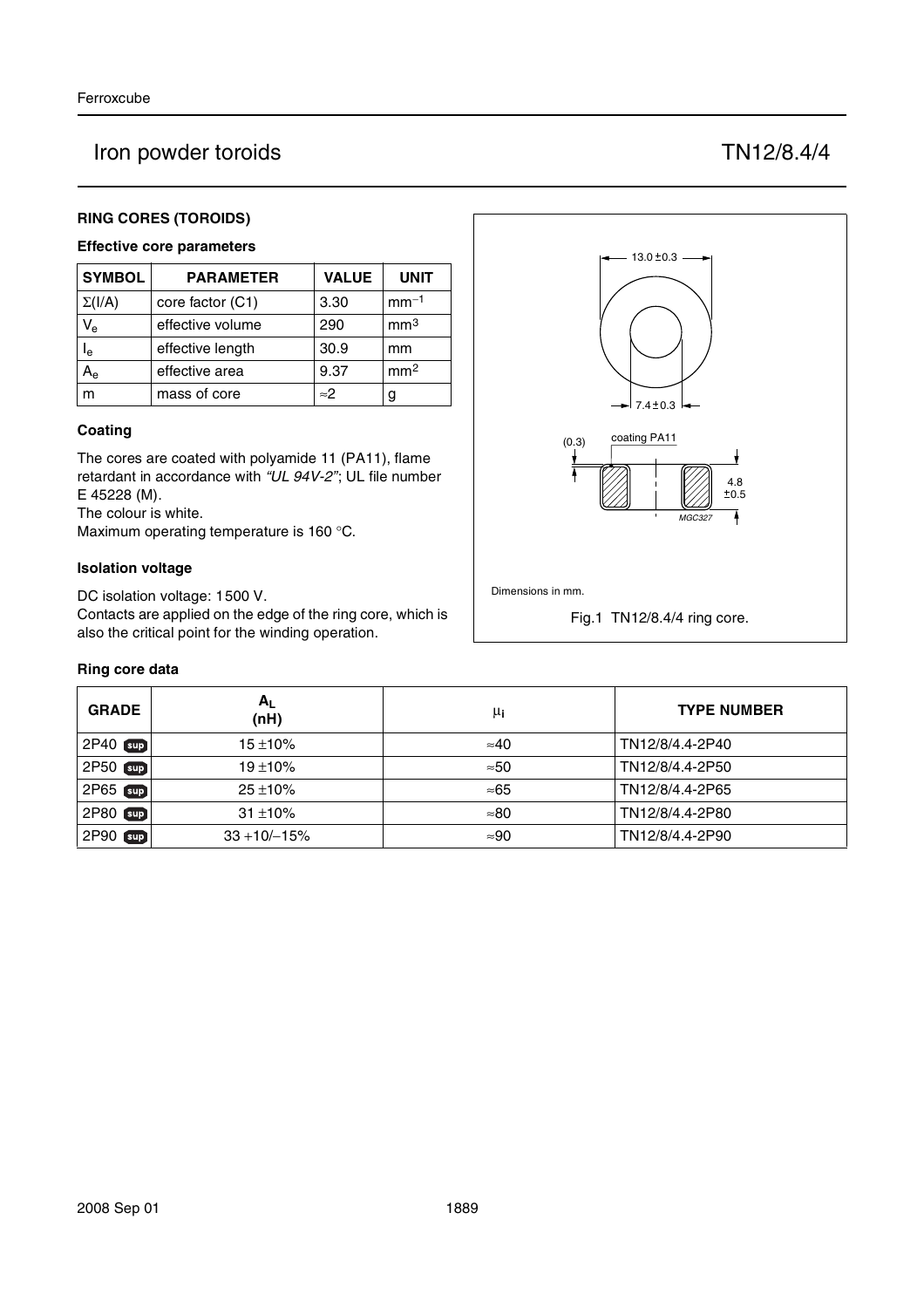# Iron powder toroids TN12/8.4/4

## RING CORES (TOROIDS)

### Effective core parameters

| SYMBOL | PARAMETER | VALUE | UNIT |
|---|---|---|---|
| $\Sigma(I/A)$ | core factor (C1) | 3.30 | $mm^{-1}$ |
| $V_e$ | effective volume | 290 | $mm^3$ |
| $I_e$ | effective length | 30.9 | mm |
| $A_e$ | effective area | 9.37 | $mm^2$ |
| m | mass of core | ≈2 | g |

### Coating

The cores are coated with polyamide 11 (PA11), flame retardant in accordance with *"UL 94V-2"*; UL file number E 45228 (M).
The colour is white.
Maximum operating temperature is 160 °C.

### Isolation voltage

DC isolation voltage: 1500 V.
Contacts are applied on the edge of the ring core, which is also the critical point for the winding operation.

13.0 ±0.3

7.4 ±0.3

(0.3) coating PA11

4.8 ±0.5

MGC327

Dimensions in mm.

Fig.1 TN12/8.4/4 ring core.

### Ring core data

| GRADE | $A_L$ (nH) | $\mu_i$ | TYPE NUMBER |
|---|---|---|---|
| 2P40 sup | 15 ±10% | ≈40 | TN12/8/4.4-2P40 |
| 2P50 sup | 19 ±10% | ≈50 | TN12/8/4.4-2P50 |
| 2P65 sup | 25 ±10% | ≈65 | TN12/8/4.4-2P65 |
| 2P80 sup | 31 ±10% | ≈80 | TN12/8/4.4-2P80 |
| 2P90 sup | 33 +10/−15% | ≈90 | TN12/8/4.4-2P90 |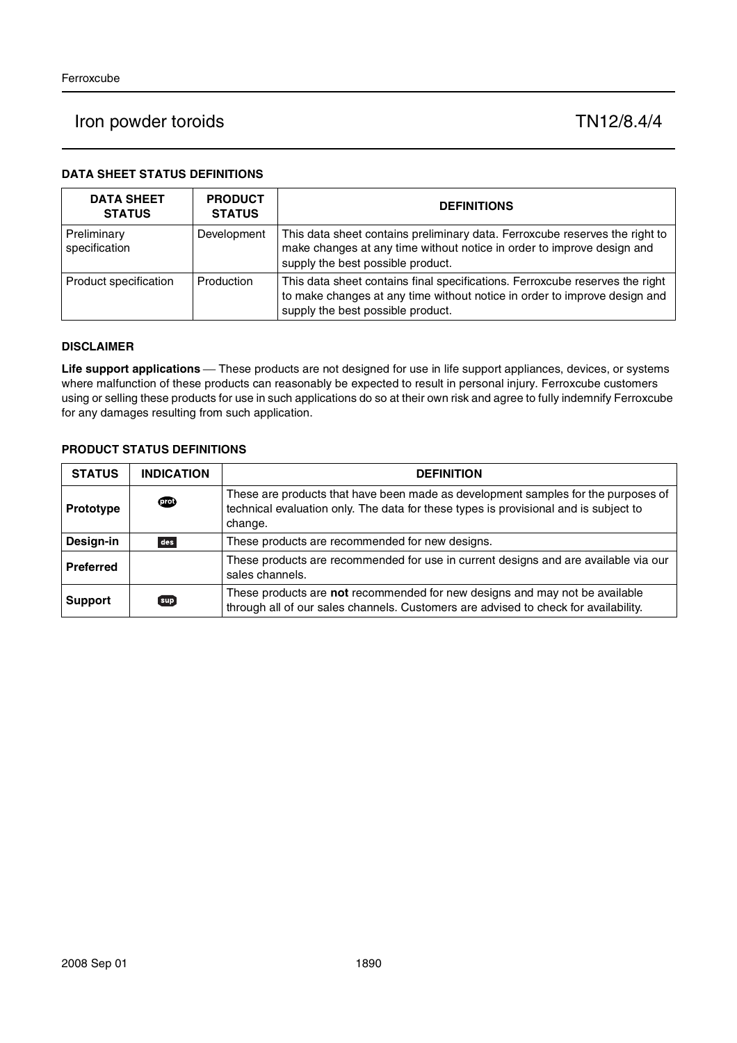## DATA SHEET STATUS DEFINITIONS

| DATA SHEET STATUS | PRODUCT STATUS | DEFINITIONS |
|---|---|---|
| Preliminary specification | Development | This data sheet contains preliminary data. Ferroxcube reserves the right to make changes at any time without notice in order to improve design and supply the best possible product. |
| Product specification | Production | This data sheet contains final specifications. Ferroxcube reserves the right to make changes at any time without notice in order to improve design and supply the best possible product. |

## DISCLAIMER

**Life support applications** — These products are not designed for use in life support appliances, devices, or systems where malfunction of these products can reasonably be expected to result in personal injury. Ferroxcube customers using or selling these products for use in such applications do so at their own risk and agree to fully indemnify Ferroxcube for any damages resulting from such application.

## PRODUCT STATUS DEFINITIONS

| STATUS | INDICATION | DEFINITION |
|---|---|---|
| **Prototype** | prot | These are products that have been made as development samples for the purposes of technical evaluation only. The data for these types is provisional and is subject to change. |
| **Design-in** | des | These products are recommended for new designs. |
| **Preferred** | | These products are recommended for use in current designs and are available via our sales channels. |
| **Support** | sup | These products are **not** recommended for new designs and may not be available through all of our sales channels. Customers are advised to check for availability. |